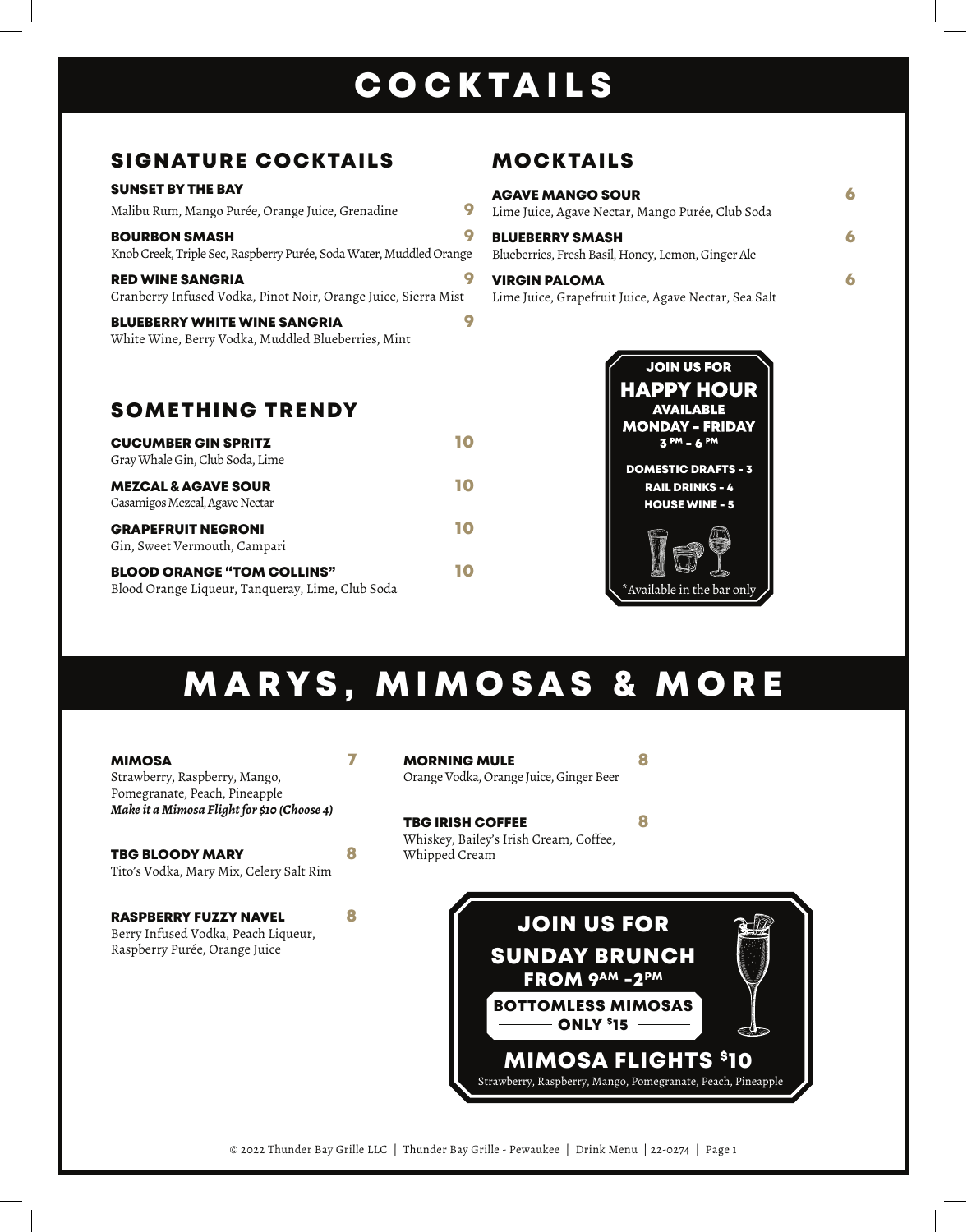# COCKTAILS

## SIGNATURE COCKTAILS

**SUNSET BY THE BAY** — 9
Malibu Rum, Mango Purée, Orange Juice, Grenadine

**BOURBON SMASH** — 9
Knob Creek, Triple Sec, Raspberry Purée, Soda Water, Muddled Orange

**RED WINE SANGRIA** — 9
Cranberry Infused Vodka, Pinot Noir, Orange Juice, Sierra Mist

**BLUEBERRY WHITE WINE SANGRIA** — 9
White Wine, Berry Vodka, Muddled Blueberries, Mint

## SOMETHING TRENDY

**CUCUMBER GIN SPRITZ** — 10
Gray Whale Gin, Club Soda, Lime

**MEZCAL & AGAVE SOUR** — 10
Casamigos Mezcal, Agave Nectar

**GRAPEFRUIT NEGRONI** — 10
Gin, Sweet Vermouth, Campari

**BLOOD ORANGE "TOM COLLINS"** — 10
Blood Orange Liqueur, Tanqueray, Lime, Club Soda

## MOCKTAILS

**AGAVE MANGO SOUR** — 6
Lime Juice, Agave Nectar, Mango Purée, Club Soda

**BLUEBERRY SMASH** — 6
Blueberries, Fresh Basil, Honey, Lemon, Ginger Ale

**VIRGIN PALOMA** — 6
Lime Juice, Grapefruit Juice, Agave Nectar, Sea Salt

**JOIN US FOR HAPPY HOUR**
**AVAILABLE MONDAY - FRIDAY**
**3 PM - 6 PM**

**DOMESTIC DRAFTS - 3**
**RAIL DRINKS - 4**
**HOUSE WINE - 5**

*Available in the bar only

# MARYS, MIMOSAS & MORE

**MIMOSA** — 7
Strawberry, Raspberry, Mango, Pomegranate, Peach, Pineapple
***Make it a Mimosa Flight for $10 (Choose 4)***

**TBG BLOODY MARY** — 8
Tito's Vodka, Mary Mix, Celery Salt Rim

**RASPBERRY FUZZY NAVEL** — 8
Berry Infused Vodka, Peach Liqueur, Raspberry Purée, Orange Juice

**MORNING MULE** — 8
Orange Vodka, Orange Juice, Ginger Beer

**TBG IRISH COFFEE** — 8
Whiskey, Bailey's Irish Cream, Coffee, Whipped Cream

**JOIN US FOR SUNDAY BRUNCH**
**FROM 9AM -2PM**

**BOTTOMLESS MIMOSAS ONLY $15**

**MIMOSA FLIGHTS $10**
Strawberry, Raspberry, Mango, Pomegranate, Peach, Pineapple

© 2022 Thunder Bay Grille LLC | Thunder Bay Grille - Pewaukee | Drink Menu | 22-0274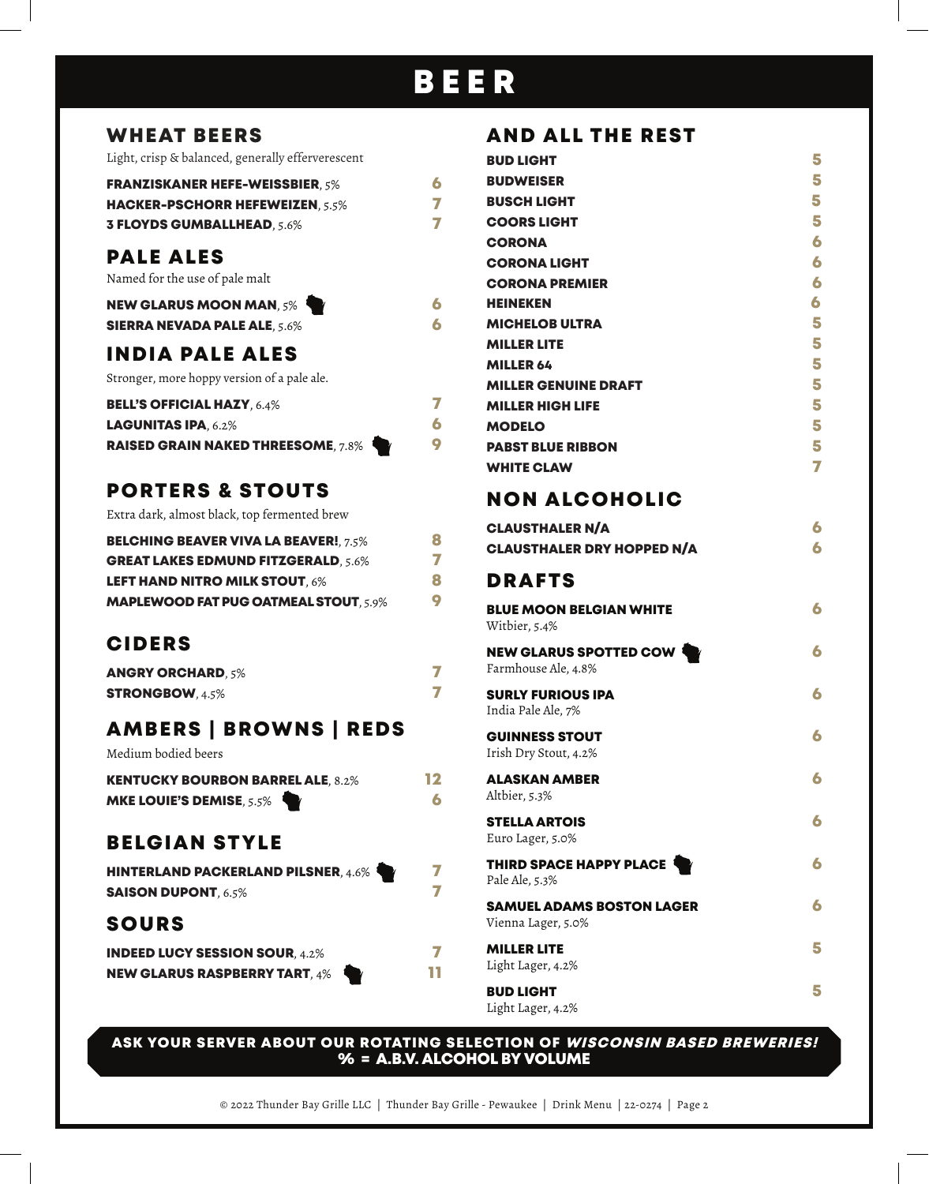# BEER

## WHEAT BEERS

Light, crisp & balanced, generally efferverescent

| Beer | Price |
|---|---|
| **FRANZISKANER HEFE-WEISSBIER**, 5% | 6 |
| **HACKER-PSCHORR HEFEWEIZEN**, 5.5% | 7 |
| **3 FLOYDS GUMBALLHEAD**, 5.6% | 7 |

## PALE ALES

Named for the use of pale malt

| Beer | Price |
|---|---|
| **NEW GLARUS MOON MAN**, 5% | 6 |
| **SIERRA NEVADA PALE ALE**, 5.6% | 6 |

## INDIA PALE ALES

Stronger, more hoppy version of a pale ale.

| Beer | Price |
|---|---|
| **BELL'S OFFICIAL HAZY**, 6.4% | 7 |
| **LAGUNITAS IPA**, 6.2% | 6 |
| **RAISED GRAIN NAKED THREESOME**, 7.8% | 9 |

## PORTERS & STOUTS

Extra dark, almost black, top fermented brew

| Beer | Price |
|---|---|
| **BELCHING BEAVER VIVA LA BEAVER!**, 7.5% | 8 |
| **GREAT LAKES EDMUND FITZGERALD**, 5.6% | 7 |
| **LEFT HAND NITRO MILK STOUT**, 6% | 8 |
| **MAPLEWOOD FAT PUG OATMEAL STOUT**, 5.9% | 9 |

## CIDERS

| Beer | Price |
|---|---|
| **ANGRY ORCHARD**, 5% | 7 |
| **STRONGBOW**, 4.5% | 7 |

## AMBERS | BROWNS | REDS

Medium bodied beers

| Beer | Price |
|---|---|
| **KENTUCKY BOURBON BARREL ALE**, 8.2% | 12 |
| **MKE LOUIE'S DEMISE**, 5.5% | 6 |

## BELGIAN STYLE

| Beer | Price |
|---|---|
| **HINTERLAND PACKERLAND PILSNER**, 4.6% | 7 |
| **SAISON DUPONT**, 6.5% | 7 |

## SOURS

| Beer | Price |
|---|---|
| **INDEED LUCY SESSION SOUR**, 4.2% | 7 |
| **NEW GLARUS RASPBERRY TART**, 4% | 11 |

## AND ALL THE REST

| Beer | Price |
|---|---|
| **BUD LIGHT** | 5 |
| **BUDWEISER** | 5 |
| **BUSCH LIGHT** | 5 |
| **COORS LIGHT** | 5 |
| **CORONA** | 6 |
| **CORONA LIGHT** | 6 |
| **CORONA PREMIER** | 6 |
| **HEINEKEN** | 6 |
| **MICHELOB ULTRA** | 5 |
| **MILLER LITE** | 5 |
| **MILLER 64** | 5 |
| **MILLER GENUINE DRAFT** | 5 |
| **MILLER HIGH LIFE** | 5 |
| **MODELO** | 5 |
| **PABST BLUE RIBBON** | 5 |
| **WHITE CLAW** | 7 |

## NON ALCOHOLIC

| Beer | Price |
|---|---|
| **CLAUSTHALER N/A** | 6 |
| **CLAUSTHALER DRY HOPPED N/A** | 6 |

## DRAFTS

| Beer | Price |
|---|---|
| **BLUE MOON BELGIAN WHITE**<br>Witbier, 5.4% | 6 |
| **NEW GLARUS SPOTTED COW**<br>Farmhouse Ale, 4.8% | 6 |
| **SURLY FURIOUS IPA**<br>India Pale Ale, 7% | 6 |
| **GUINNESS STOUT**<br>Irish Dry Stout, 4.2% | 6 |
| **ALASKAN AMBER**<br>Altbier, 5.3% | 6 |
| **STELLA ARTOIS**<br>Euro Lager, 5.0% | 6 |
| **THIRD SPACE HAPPY PLACE**<br>Pale Ale, 5.3% | 6 |
| **SAMUEL ADAMS BOSTON LAGER**<br>Vienna Lager, 5.0% | 6 |
| **MILLER LITE**<br>Light Lager, 4.2% | 5 |
| **BUD LIGHT**<br>Light Lager, 4.2% | 5 |

**ASK YOUR SERVER ABOUT OUR ROTATING SELECTION OF *WISCONSIN BASED BREWERIES!***
**% = A.B.V. ALCOHOL BY VOLUME**

© 2022 Thunder Bay Grille LLC | Thunder Bay Grille - Pewaukee | Drink Menu | 22-0274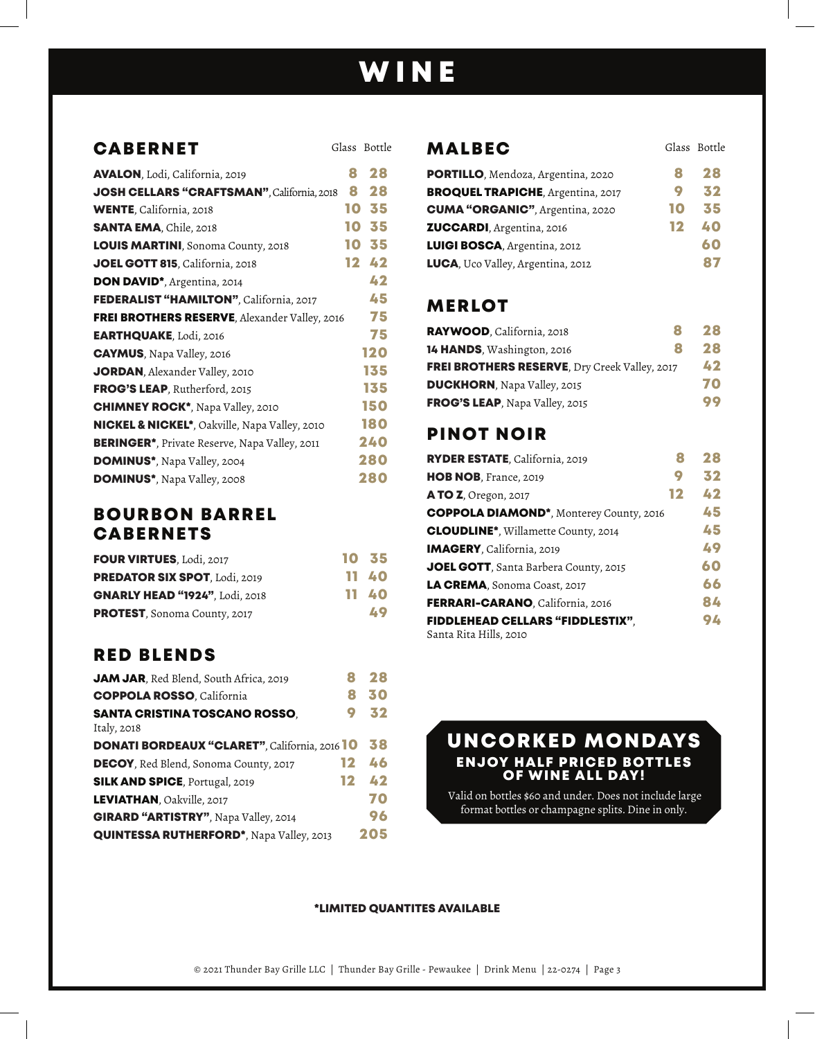# WINE

## CABERNET

| | Glass | Bottle |
|---|---|---|
| **AVALON**, Lodi, California, 2019 | 8 | 28 |
| **JOSH CELLARS "CRAFTSMAN"**, California, 2018 | 8 | 28 |
| **WENTE**, California, 2018 | 10 | 35 |
| **SANTA EMA**, Chile, 2018 | 10 | 35 |
| **LOUIS MARTINI**, Sonoma County, 2018 | 10 | 35 |
| **JOEL GOTT 815**, California, 2018 | 12 | 42 |
| **DON DAVID***, Argentina, 2014 | | 42 |
| **FEDERALIST "HAMILTON"**, California, 2017 | | 45 |
| **FREI BROTHERS RESERVE**, Alexander Valley, 2016 | | 75 |
| **EARTHQUAKE**, Lodi, 2016 | | 75 |
| **CAYMUS**, Napa Valley, 2016 | | 120 |
| **JORDAN**, Alexander Valley, 2010 | | 135 |
| **FROG'S LEAP**, Rutherford, 2015 | | 135 |
| **CHIMNEY ROCK***, Napa Valley, 2010 | | 150 |
| **NICKEL & NICKEL***, Oakville, Napa Valley, 2010 | | 180 |
| **BERINGER***, Private Reserve, Napa Valley, 2011 | | 240 |
| **DOMINUS***, Napa Valley, 2004 | | 280 |
| **DOMINUS***, Napa Valley, 2008 | | 280 |

## BOURBON BARREL CABERNETS

| | Glass | Bottle |
|---|---|---|
| **FOUR VIRTUES**, Lodi, 2017 | 10 | 35 |
| **PREDATOR SIX SPOT**, Lodi, 2019 | 11 | 40 |
| **GNARLY HEAD "1924"**, Lodi, 2018 | 11 | 40 |
| **PROTEST**, Sonoma County, 2017 | | 49 |

## RED BLENDS

| | Glass | Bottle |
|---|---|---|
| **JAM JAR**, Red Blend, South Africa, 2019 | 8 | 28 |
| **COPPOLA ROSSO**, California | 8 | 30 |
| **SANTA CRISTINA TOSCANO ROSSO**, Italy, 2018 | 9 | 32 |
| **DONATI BORDEAUX "CLARET"**, California, 2016 | 10 | 38 |
| **DECOY**, Red Blend, Sonoma County, 2017 | 12 | 46 |
| **SILK AND SPICE**, Portugal, 2019 | 12 | 42 |
| **LEVIATHAN**, Oakville, 2017 | | 70 |
| **GIRARD "ARTISTRY"**, Napa Valley, 2014 | | 96 |
| **QUINTESSA RUTHERFORD***, Napa Valley, 2013 | | 205 |

## MALBEC

| | Glass | Bottle |
|---|---|---|
| **PORTILLO**, Mendoza, Argentina, 2020 | 8 | 28 |
| **BROQUEL TRAPICHE**, Argentina, 2017 | 9 | 32 |
| **CUMA "ORGANIC"**, Argentina, 2020 | 10 | 35 |
| **ZUCCARDI**, Argentina, 2016 | 12 | 40 |
| **LUIGI BOSCA**, Argentina, 2012 | | 60 |
| **LUCA**, Uco Valley, Argentina, 2012 | | 87 |

## MERLOT

| | Glass | Bottle |
|---|---|---|
| **RAYWOOD**, California, 2018 | 8 | 28 |
| **14 HANDS**, Washington, 2016 | 8 | 28 |
| **FREI BROTHERS RESERVE**, Dry Creek Valley, 2017 | | 42 |
| **DUCKHORN**, Napa Valley, 2015 | | 70 |
| **FROG'S LEAP**, Napa Valley, 2015 | | 99 |

## PINOT NOIR

| | Glass | Bottle |
|---|---|---|
| **RYDER ESTATE**, California, 2019 | 8 | 28 |
| **HOB NOB**, France, 2019 | 9 | 32 |
| **A TO Z**, Oregon, 2017 | 12 | 42 |
| **COPPOLA DIAMOND***, Monterey County, 2016 | | 45 |
| **CLOUDLINE***, Willamette County, 2014 | | 45 |
| **IMAGERY**, California, 2019 | | 49 |
| **JOEL GOTT**, Santa Barbera County, 2015 | | 60 |
| **LA CREMA**, Sonoma Coast, 2017 | | 66 |
| **FERRARI-CARANO**, California, 2016 | | 84 |
| **FIDDLEHEAD CELLARS "FIDDLESTIX"**, Santa Rita Hills, 2010 | | 94 |

## UNCORKED MONDAYS

**ENJOY HALF PRICED BOTTLES OF WINE ALL DAY!**

Valid on bottles $60 and under. Does not include large format bottles or champagne splits. Dine in only.

**\*LIMITED QUANTITES AVAILABLE**

© 2021 Thunder Bay Grille LLC | Thunder Bay Grille - Pewaukee | Drink Menu | 22-0274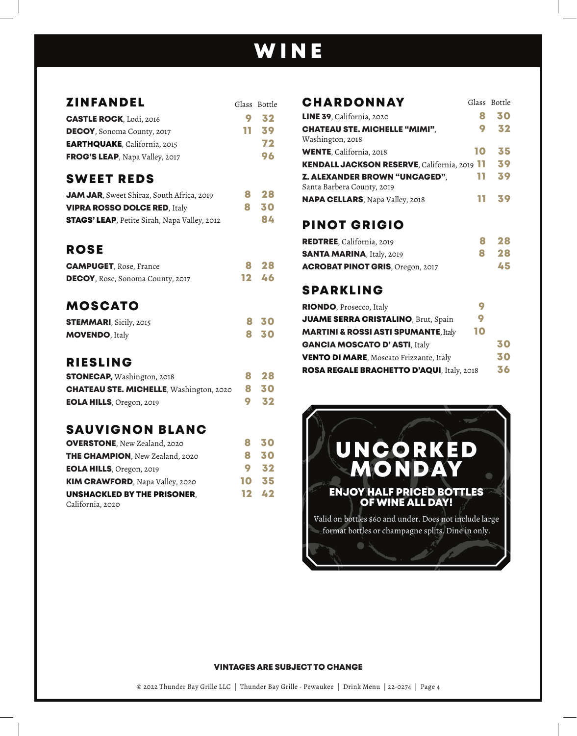# WINE

## ZINFANDEL

| | Glass | Bottle |
|---|---|---|
| **CASTLE ROCK**, Lodi, 2016 | 9 | 32 |
| **DECOY**, Sonoma County, 2017 | 11 | 39 |
| **EARTHQUAKE**, California, 2015 | | 72 |
| **FROG'S LEAP**, Napa Valley, 2017 | | 96 |

## SWEET REDS

| | Glass | Bottle |
|---|---|---|
| **JAM JAR**, Sweet Shiraz, South Africa, 2019 | 8 | 28 |
| **VIPRA ROSSO DOLCE RED**, Italy | 8 | 30 |
| **STAGS' LEAP**, Petite Sirah, Napa Valley, 2012 | | 84 |

## ROSE

| | Glass | Bottle |
|---|---|---|
| **CAMPUGET**, Rose, France | 8 | 28 |
| **DECOY**, Rose, Sonoma County, 2017 | 12 | 46 |

## MOSCATO

| | Glass | Bottle |
|---|---|---|
| **STEMMARI**, Sicily, 2015 | 8 | 30 |
| **MOVENDO**, Italy | 8 | 30 |

## RIESLING

| | Glass | Bottle |
|---|---|---|
| **STONECAP,** Washington, 2018 | 8 | 28 |
| **CHATEAU STE. MICHELLE**, Washington, 2020 | 8 | 30 |
| **EOLA HILLS**, Oregon, 2019 | 9 | 32 |

## SAUVIGNON BLANC

| | Glass | Bottle |
|---|---|---|
| **OVERSTONE**, New Zealand, 2020 | 8 | 30 |
| **THE CHAMPION**, New Zealand, 2020 | 8 | 30 |
| **EOLA HILLS**, Oregon, 2019 | 9 | 32 |
| **KIM CRAWFORD**, Napa Valley, 2020 | 10 | 35 |
| **UNSHACKLED BY THE PRISONER**, California, 2020 | 12 | 42 |

## CHARDONNAY

| | Glass | Bottle |
|---|---|---|
| **LINE 39**, California, 2020 | 8 | 30 |
| **CHATEAU STE. MICHELLE "MIMI"**, Washington, 2018 | 9 | 32 |
| **WENTE**, California, 2018 | 10 | 35 |
| **KENDALL JACKSON RESERVE**, California, 2019 | 11 | 39 |
| **Z. ALEXANDER BROWN "UNCAGED"**, Santa Barbera County, 2019 | 11 | 39 |
| **NAPA CELLARS**, Napa Valley, 2018 | 11 | 39 |

## PINOT GRIGIO

| | Glass | Bottle |
|---|---|---|
| **REDTREE**, California, 2019 | 8 | 28 |
| **SANTA MARINA**, Italy, 2019 | 8 | 28 |
| **ACROBAT PINOT GRIS**, Oregon, 2017 | | 45 |

## SPARKLING

| | Glass | Bottle |
|---|---|---|
| **RIONDO**, Prosecco, Italy | 9 | |
| **JUAME SERRA CRISTALINO**, Brut, Spain | 9 | |
| **MARTINI & ROSSI ASTI SPUMANTE**, Italy | 10 | |
| **GANCIA MOSCATO D' ASTI**, Italy | | 30 |
| **VENTO DI MARE**, Moscato Frizzante, Italy | | 30 |
| **ROSA REGALE BRACHETTO D'AQUI**, Italy, 2018 | | 36 |

## UNCORKED MONDAY

**ENJOY HALF PRICED BOTTLES OF WINE ALL DAY!**

Valid on bottles $60 and under. Does not include large format bottles or champagne splits. Dine in only.

**VINTAGES ARE SUBJECT TO CHANGE**

© 2022 Thunder Bay Grille LLC | Thunder Bay Grille - Pewaukee | Drink Menu | 22-0274